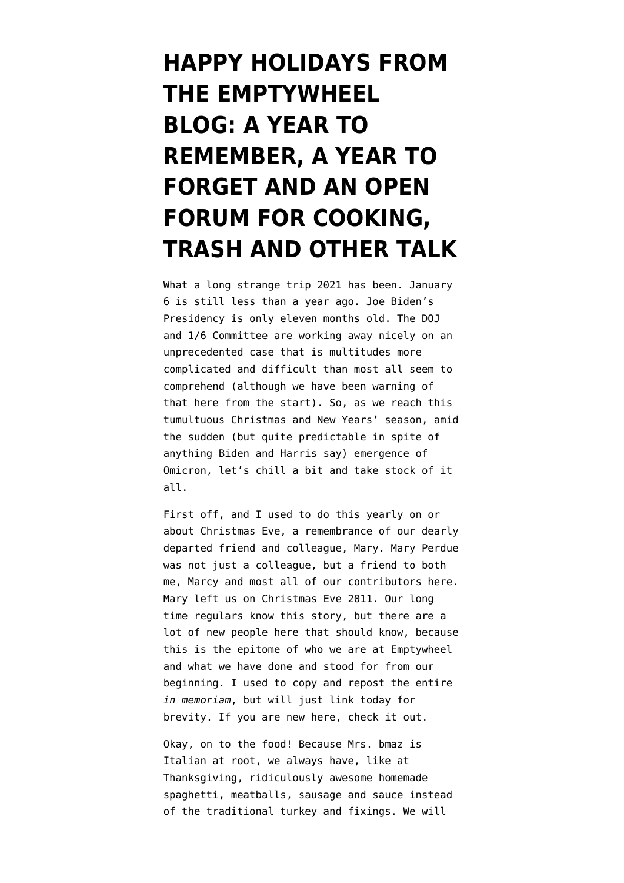# HAPPY HOLIDAYS FROM THE EMPTYWHEEL BLOG: A YEAR TO REMEMBER, A YEAR TO FORGET AND AN OPEN FORUM FOR COOKING, TRASH AND OTHER TALK

What a long strange trip 2021 has been. January 6 is still less than a year ago. Joe Biden's Presidency is only eleven months old. The DOJ and 1/6 Committee are working away nicely on an unprecedented case that is multitudes more complicated and difficult than most all seem to comprehend (although we have been warning of that here from the start). So, as we reach this tumultuous Christmas and New Years' season, amid the sudden (but quite predictable in spite of anything Biden and Harris say) emergence of Omicron, let's chill a bit and take stock of it all.

First off, and I used to do this yearly on or about Christmas Eve, a remembrance of our dearly departed friend and colleague, Mary. Mary Perdue was not just a colleague, but a friend to both me, Marcy and most all of our contributors here. Mary left us on Christmas Eve 2011. Our long time regulars know this story, but there are a lot of new people here that should know, because this is the epitome of who we are at Emptywheel and what we have done and stood for from our beginning. I used to copy and repost the entire *in memoriam*, but will just link today for brevity. If you are new here, check it out.

Okay, on to the food! Because Mrs. bmaz is Italian at root, we always have, like at Thanksgiving, ridiculously awesome homemade spaghetti, meatballs, sausage and sauce instead of the traditional turkey and fixings. We will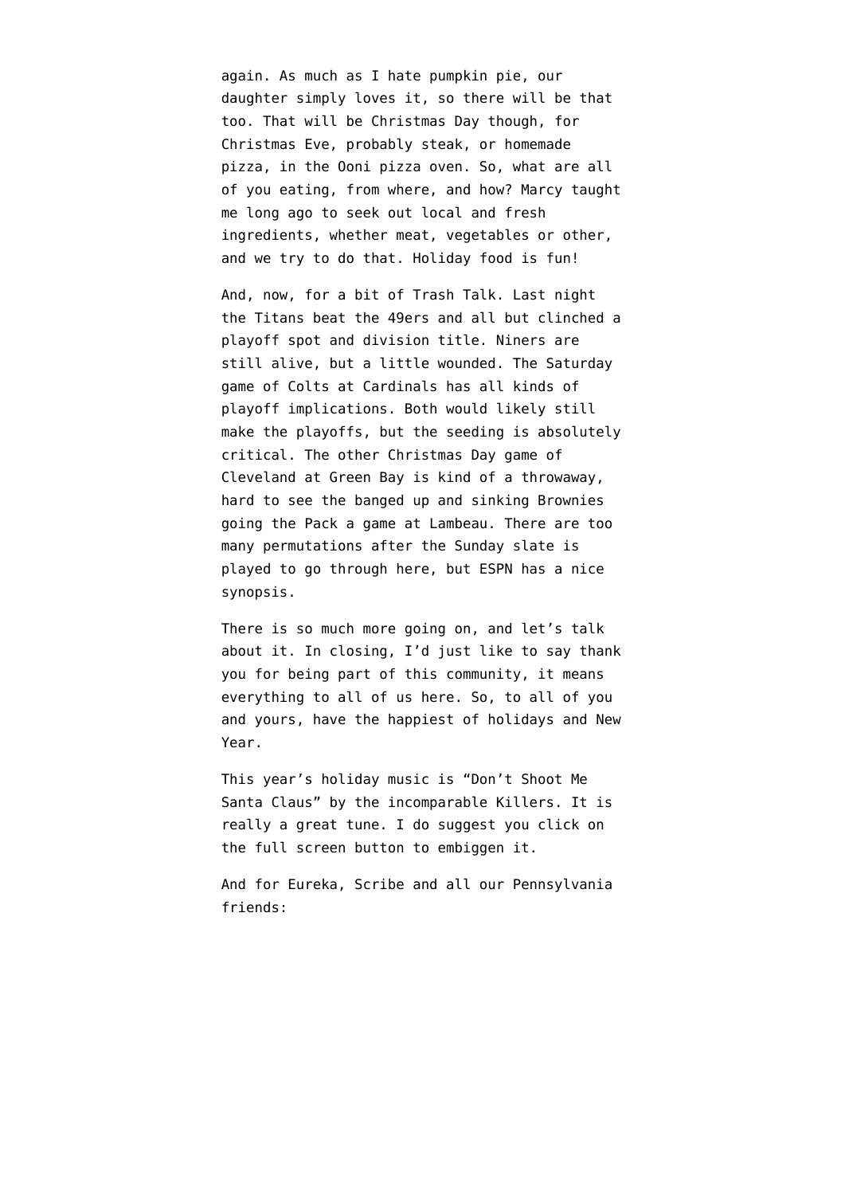again. As much as I hate pumpkin pie, our daughter simply loves it, so there will be that too. That will be Christmas Day though, for Christmas Eve, probably steak, or homemade pizza, in the Ooni pizza oven. So, what are all of you eating, from where, and how? Marcy taught me long ago to seek out local and fresh ingredients, whether meat, vegetables or other, and we try to do that. Holiday food is fun!

And, now, for a bit of Trash Talk. Last night the Titans beat the 49ers and all but clinched a playoff spot and division title. Niners are still alive, but a little wounded. The Saturday game of Colts at Cardinals has all kinds of playoff implications. Both would likely still make the playoffs, but the seeding is absolutely critical. The other Christmas Day game of Cleveland at Green Bay is kind of a throwaway, hard to see the banged up and sinking Brownies going the Pack a game at Lambeau. There are too many permutations after the Sunday slate is played to go through here, but ESPN has a nice synopsis.

There is so much more going on, and let's talk about it. In closing, I'd just like to say thank you for being part of this community, it means everything to all of us here. So, to all of you and yours, have the happiest of holidays and New Year.

This year's holiday music is "Don't Shoot Me Santa Claus" by the incomparable Killers. It is really a great tune. I do suggest you click on the full screen button to embiggen it.

And for Eureka, Scribe and all our Pennsylvania friends: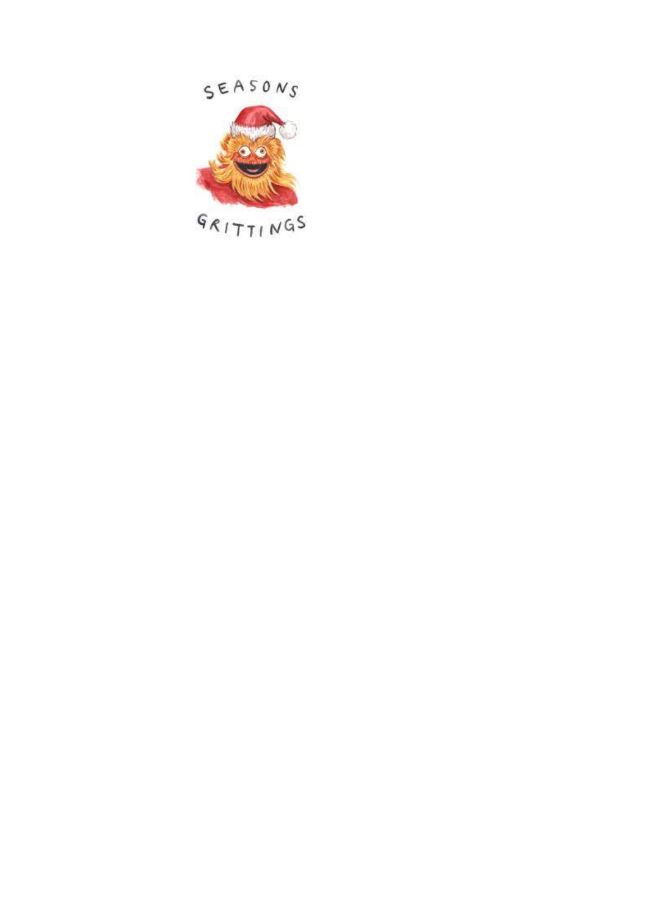SEASONS

GRITTINGS